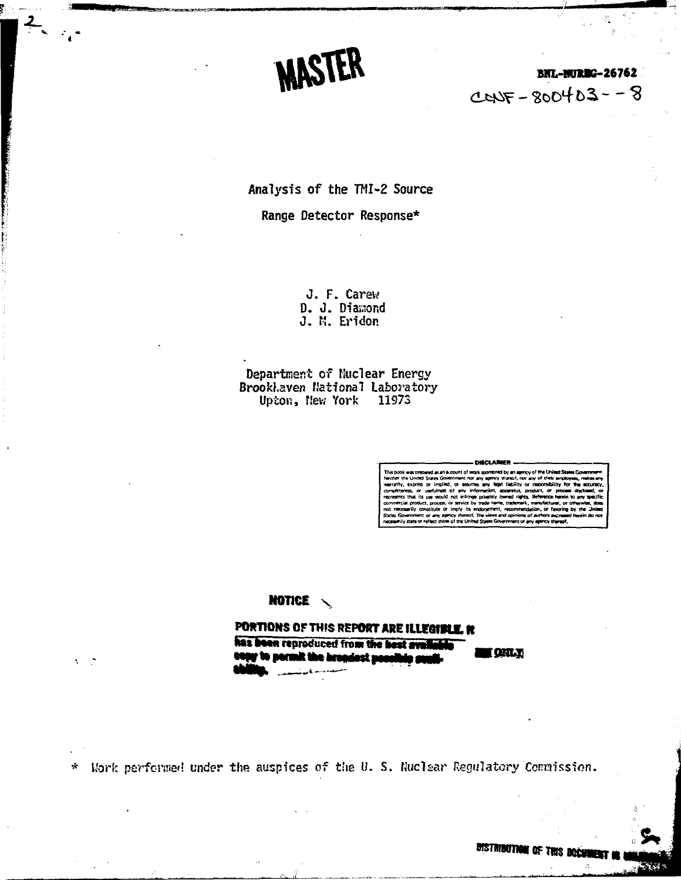MASTER

BNL-NUREG-26762

CONF-800403--8

# Analysis of the TMI-2 Source Range Detector Response*

J. F. Carew
D. J. Diamond
J. M. Eridon

Department of Nuclear Energy
Brookhaven National Laboratory
Upton, New York 11973

DISCLAIMER

This book was prepared as an account of work sponsored by an agency of the United States Government. Neither the United States Government nor any agency thereof, nor any of their employees, makes any warranty, express or implied, or assumes any legal liability or responsibility for the accuracy, completeness, or usefulness of any information, apparatus, product, or process disclosed, or represents that its use would not infringe privately owned rights. Reference herein to any specific commercial product, process, or service by trade name, trademark, manufacturer, or otherwise, does not necessarily constitute or imply its endorsement, recommendation, or favoring by the United States Government or any agency thereof. The views and opinions of authors expressed herein do not necessarily state or reflect those of the United States Government or any agency thereof.

**NOTICE**

**PORTIONS OF THIS REPORT ARE ILLEGIBLE. It has been reproduced from the best available copy to permit the broadest possible availability.**

\* Work performed under the auspices of the U. S. Nuclear Regulatory Commission.

DISTRIBUTION OF THIS DOCUMENT IS UNLIMITED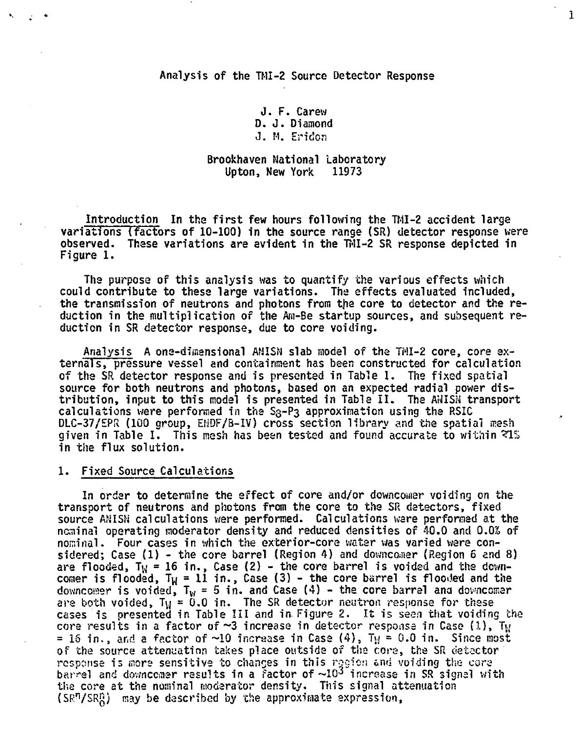# Analysis of the TMI-2 Source Detector Response

J. F. Carew
D. J. Diamond
J. M. Eridon

Brookhaven National Laboratory
Upton, New York 11973

Introduction In the first few hours following the TMI-2 accident large variations (factors of 10-100) in the source range (SR) detector response were observed. These variations are evident in the TMI-2 SR response depicted in Figure 1.

The purpose of this analysis was to quantify the various effects which could contribute to these large variations. The effects evaluated included, the transmission of neutrons and photons from the core to detector and the reduction in the multiplication of the Am-Be startup sources, and subsequent reduction in SR detector response, due to core voiding.

Analysis A one-dimensional ANISN slab model of the TMI-2 core, core externals, pressure vessel and containment has been constructed for calculation of the SR detector response and is presented in Table I. The fixed spatial source for both neutrons and photons, based on an expected radial power distribution, input to this model is presented in Table II. The ANISN transport calculations were performed in the $S_8$-$P_3$ approximation using the RSIC DLC-37/EPR (100 group, ENDF/B-IV) cross section library and the spatial mesh given in Table I. This mesh has been tested and found accurate to within $\lesssim$1% in the flux solution.

## 1. Fixed Source Calculations

In order to determine the effect of core and/or downcomer voiding on the transport of neutrons and photons from the core to the SR detectors, fixed source ANISN calculations were performed. Calculations were performed at the nominal operating moderator density and reduced densities of 40.0 and 0.0% of nominal. Four cases in which the exterior-core water was varied were considered; Case (1) - the core barrel (Region 4) and downcomer (Region 6 and 8) are flooded, $T_W$ = 16 in., Case (2) - the core barrel is voided and the downcomer is flooded, $T_W$ = 11 in., Case (3) - the core barrel is flooded and the downcomer is voided, $T_W$ = 5 in. and Case (4) - the core barrel and downcomer are both voided, $T_W$ = 0.0 in. The SR detector neutron response for these cases is presented in Table III and in Figure 2. It is seen that voiding the core results in a factor of ~3 increase in detector response in Case (1), $T_W$ = 16 in., and a factor of ~10 increase in Case (4), $T_W$ = 0.0 in. Since most of the source attenuation takes place outside of the core, the SR detector response is more sensitive to changes in this region and voiding the core barrel and downcomer results in a factor of ~$10^3$ increase in SR signal with the core at the nominal moderator density. This signal attenuation ($SR^n/SR^n_0$) may be described by the approximate expression,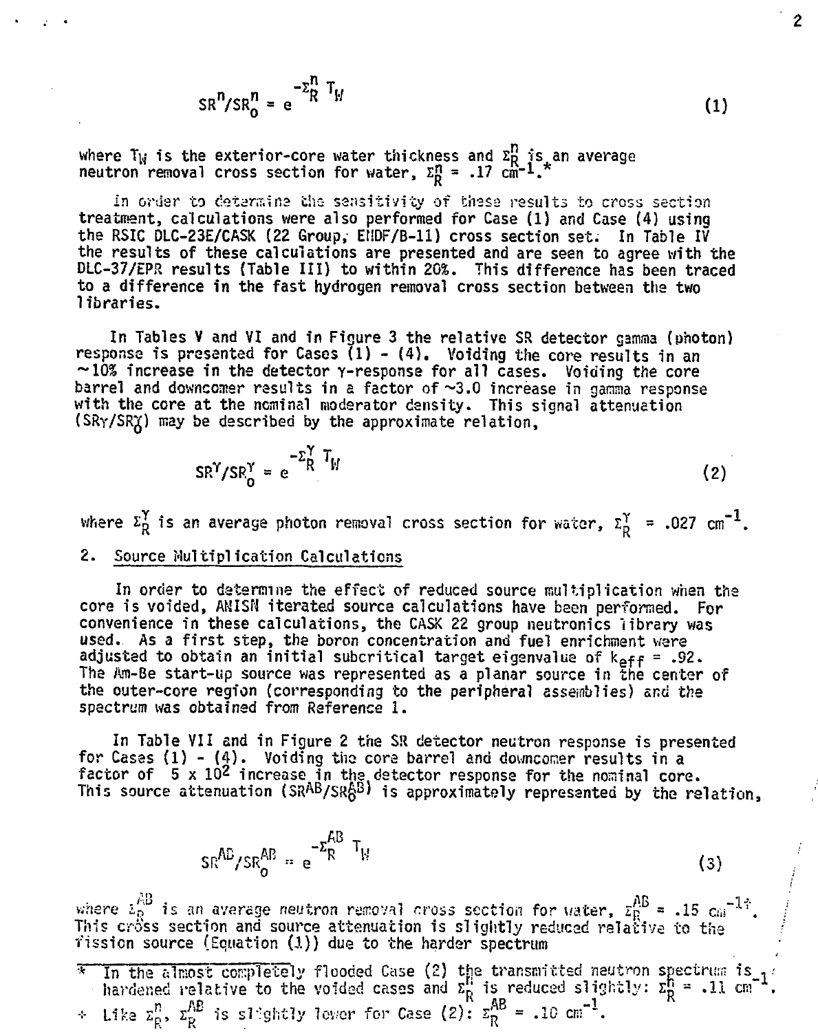$$SR^n/SR^n_0 = e^{-\Sigma^n_R T_W} \tag{1}$$

where $T_W$ is the exterior-core water thickness and $\Sigma^n_R$ is an average neutron removal cross section for water, $\Sigma^n_R = .17\ cm^{-1}$.*

In order to determine the sensitivity of these results to cross section treatment, calculations were also performed for Case (1) and Case (4) using the RSIC DLC-23E/CASK (22 Group, ENDF/B-II) cross section set. In Table IV the results of these calculations are presented and are seen to agree with the DLC-37/EPR results (Table III) to within 20%. This difference has been traced to a difference in the fast hydrogen removal cross section between the two libraries.

In Tables V and VI and in Figure 3 the relative SR detector gamma (photon) response is presented for Cases (1) - (4). Voiding the core results in an ~10% increase in the detector γ-response for all cases. Voiding the core barrel and downcomer results in a factor of ~3.0 increase in gamma response with the core at the nominal moderator density. This signal attenuation ($SR\gamma/SR^\gamma_0$) may be described by the approximate relation,

$$SR^\gamma/SR^\gamma_0 = e^{-\Sigma^\gamma_R T_W} \tag{2}$$

where $\Sigma^\gamma_R$ is an average photon removal cross section for water, $\Sigma^\gamma_R = .027\ cm^{-1}$.

## 2. Source Multiplication Calculations

In order to determine the effect of reduced source multiplication when the core is voided, ANISN iterated source calculations have been performed. For convenience in these calculations, the CASK 22 group neutronics library was used. As a first step, the boron concentration and fuel enrichment were adjusted to obtain an initial subcritical target eigenvalue of $k_{eff} = .92$. The Am-Be start-up source was represented as a planar source in the center of the outer-core region (corresponding to the peripheral assemblies) and the spectrum was obtained from Reference 1.

In Table VII and in Figure 2 the SR detector neutron response is presented for Cases (1) - (4). Voiding the core barrel and downcomer results in a factor of $5 \times 10^2$ increase in the detector response for the nominal core. This source attenuation ($SR^{AB}/SR^{AB}_0$) is approximately represented by the relation,

$$SR^{AB}/SR^{AB}_0 = e^{-\Sigma^{AB}_R T_W} \tag{3}$$

where $\Sigma^{AB}_R$ is an average neutron removal cross section for water, $\Sigma^{AB}_R = .15\ cm^{-1}$†. This cross section and source attenuation is slightly reduced relative to the fission source (Equation (1)) due to the harder spectrum

---

\* In the almost completely flooded Case (2) the transmitted neutron spectrum is hardened relative to the voided cases and $\Sigma^n_R$ is reduced slightly: $\Sigma^n_R = .11\ cm^{-1}$.

† Like $\Sigma^n_R$, $\Sigma^{AB}_R$ is slightly lower for Case (2): $\Sigma^{AB}_R = .10\ cm^{-1}$.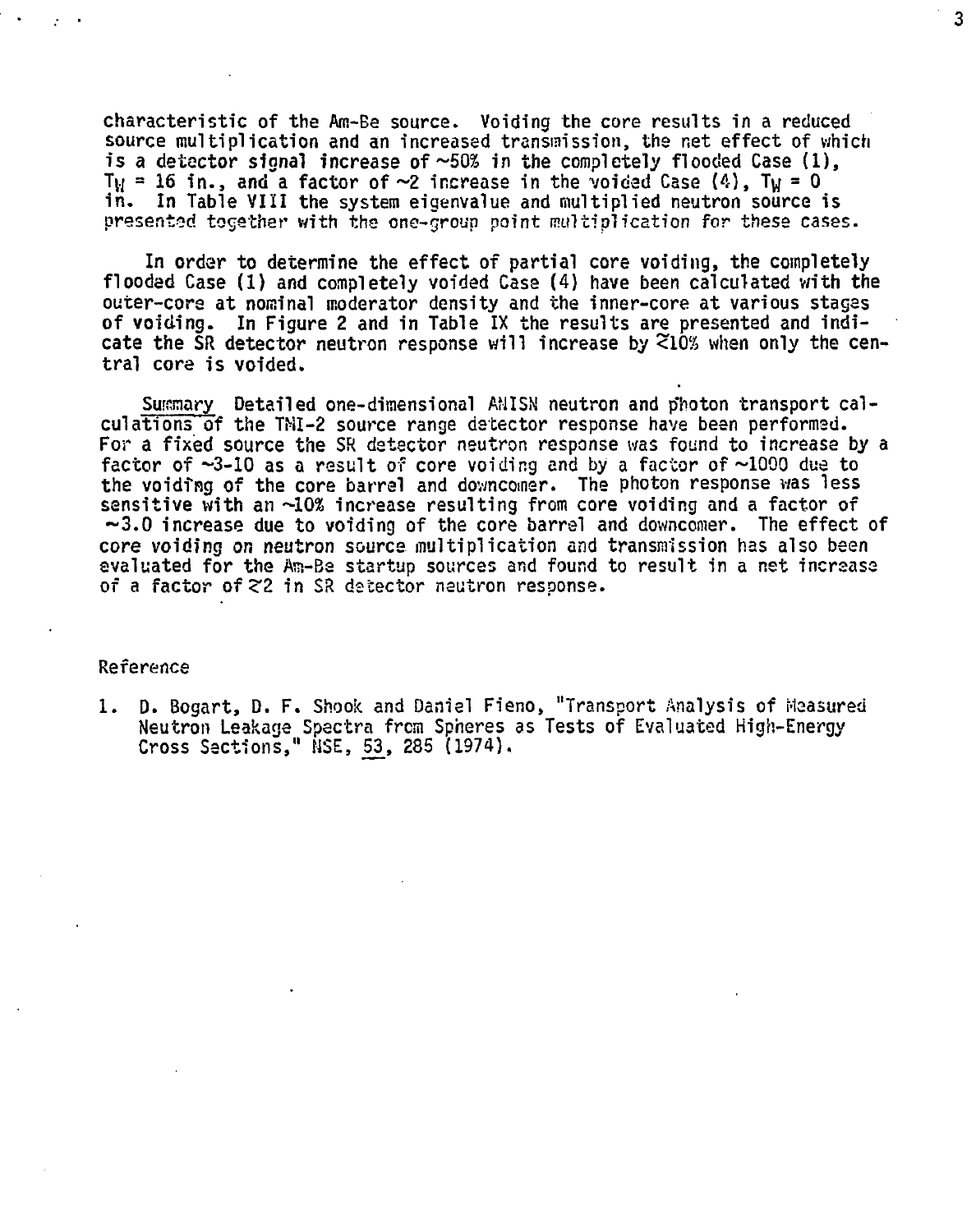characteristic of the Am-Be source. Voiding the core results in a reduced source multiplication and an increased transmission, the net effect of which is a detector signal increase of ~50% in the completely flooded Case (1), $T_W$ = 16 in., and a factor of ~2 increase in the voided Case (4), $T_W$ = 0 in. In Table VIII the system eigenvalue and multiplied neutron source is presented together with the one-group point multiplication for these cases.

In order to determine the effect of partial core voiding, the completely flooded Case (1) and completely voided Case (4) have been calculated with the outer-core at nominal moderator density and the inner-core at various stages of voiding. In Figure 2 and in Table IX the results are presented and indicate the SR detector neutron response will increase by $\lesssim$10% when only the central core is voided.

Summary Detailed one-dimensional ANISN neutron and photon transport calculations of the TMI-2 source range detector response have been performed. For a fixed source the SR detector neutron response was found to increase by a factor of ~3-10 as a result of core voiding and by a factor of ~1000 due to the voiding of the core barrel and downcomer. The photon response was less sensitive with an ~10% increase resulting from core voiding and a factor of ~3.0 increase due to voiding of the core barrel and downcomer. The effect of core voiding on neutron source multiplication and transmission has also been evaluated for the Am-Be startup sources and found to result in a net increase of a factor of $\gtrsim$2 in SR detector neutron response.

Reference

1. D. Bogart, D. F. Shook and Daniel Fieno, "Transport Analysis of Measured Neutron Leakage Spectra from Spheres as Tests of Evaluated High-Energy Cross Sections," NSE, 53, 285 (1974).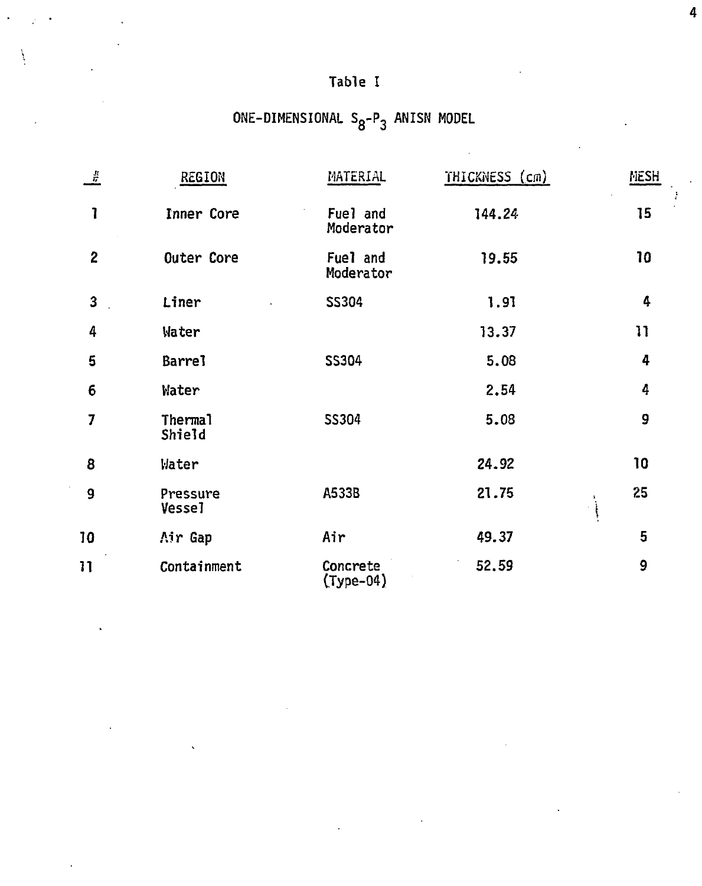Table I

ONE-DIMENSIONAL $S_8$-$P_3$ ANISN MODEL

| # | REGION | MATERIAL | THICKNESS (cm) | MESH |
|---|---|---|---|---|
| 1 | Inner Core | Fuel and Moderator | 144.24 | 15 |
| 2 | Outer Core | Fuel and Moderator | 19.55 | 10 |
| 3 | Liner | SS304 | 1.91 | 4 |
| 4 | Water | | 13.37 | 11 |
| 5 | Barrel | SS304 | 5.08 | 4 |
| 6 | Water | | 2.54 | 4 |
| 7 | Thermal Shield | SS304 | 5.08 | 9 |
| 8 | Water | | 24.92 | 10 |
| 9 | Pressure Vessel | A533B | 21.75 | 25 |
| 10 | Air Gap | Air | 49.37 | 5 |
| 11 | Containment | Concrete (Type-04) | 52.59 | 9 |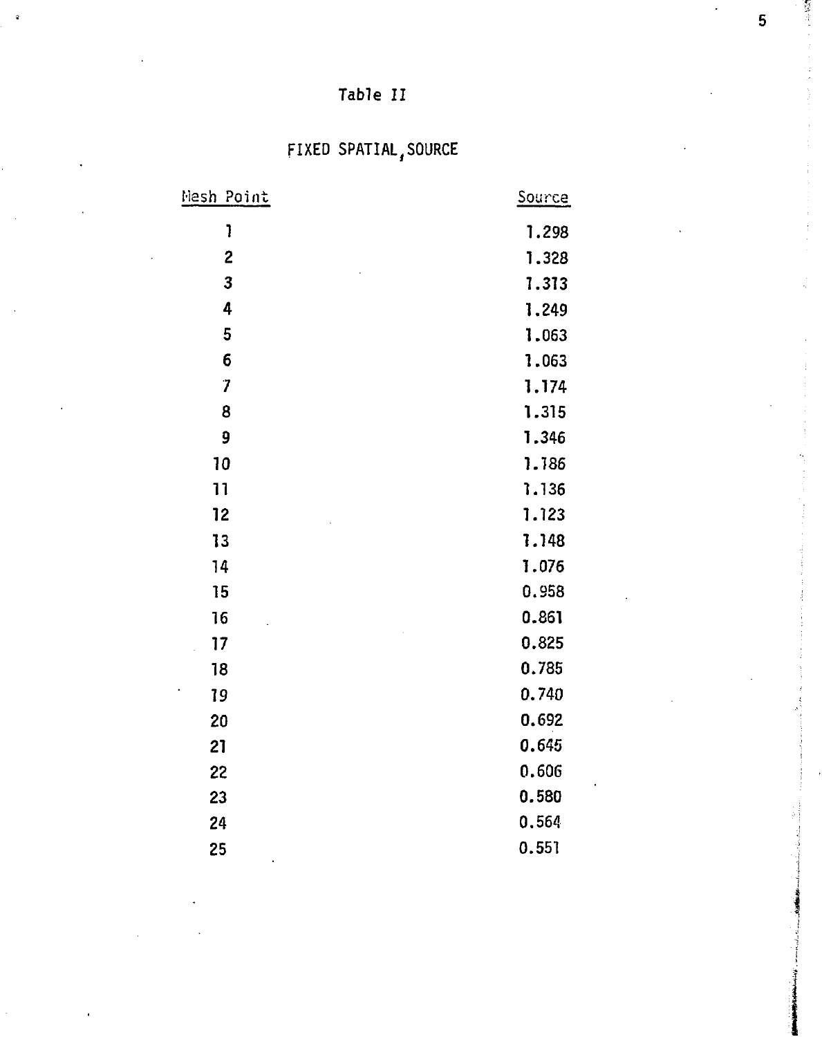# Table II

## FIXED SPATIAL SOURCE

| Mesh Point | Source |
|---|---|
| 1 | 1.298 |
| 2 | 1.328 |
| 3 | 1.313 |
| 4 | 1.249 |
| 5 | 1.063 |
| 6 | 1.063 |
| 7 | 1.174 |
| 8 | 1.315 |
| 9 | 1.346 |
| 10 | 1.186 |
| 11 | 1.136 |
| 12 | 1.123 |
| 13 | 1.148 |
| 14 | 1.076 |
| 15 | 0.958 |
| 16 | 0.861 |
| 17 | 0.825 |
| 18 | 0.785 |
| 19 | 0.740 |
| 20 | 0.692 |
| 21 | 0.645 |
| 22 | 0.606 |
| 23 | 0.580 |
| 24 | 0.564 |
| 25 | 0.551 |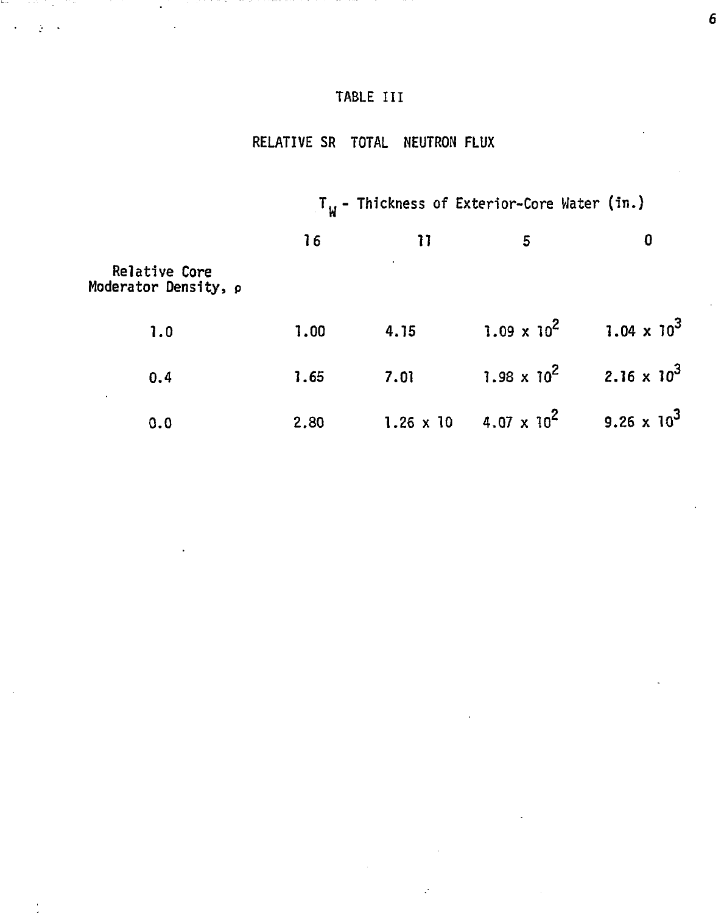# TABLE III

## RELATIVE SR TOTAL NEUTRON FLUX

| Relative Core Moderator Density, $\rho$ | $T_W$ - Thickness of Exterior-Core Water (in.) | | | |
|---|---|---|---|---|
| | 16 | 11 | 5 | 0 |
| 1.0 | 1.00 | 4.15 | $1.09 \times 10^2$ | $1.04 \times 10^3$ |
| 0.4 | 1.65 | 7.01 | $1.98 \times 10^2$ | $2.16 \times 10^3$ |
| 0.0 | 2.80 | $1.26 \times 10$ | $4.07 \times 10^2$ | $9.26 \times 10^3$ |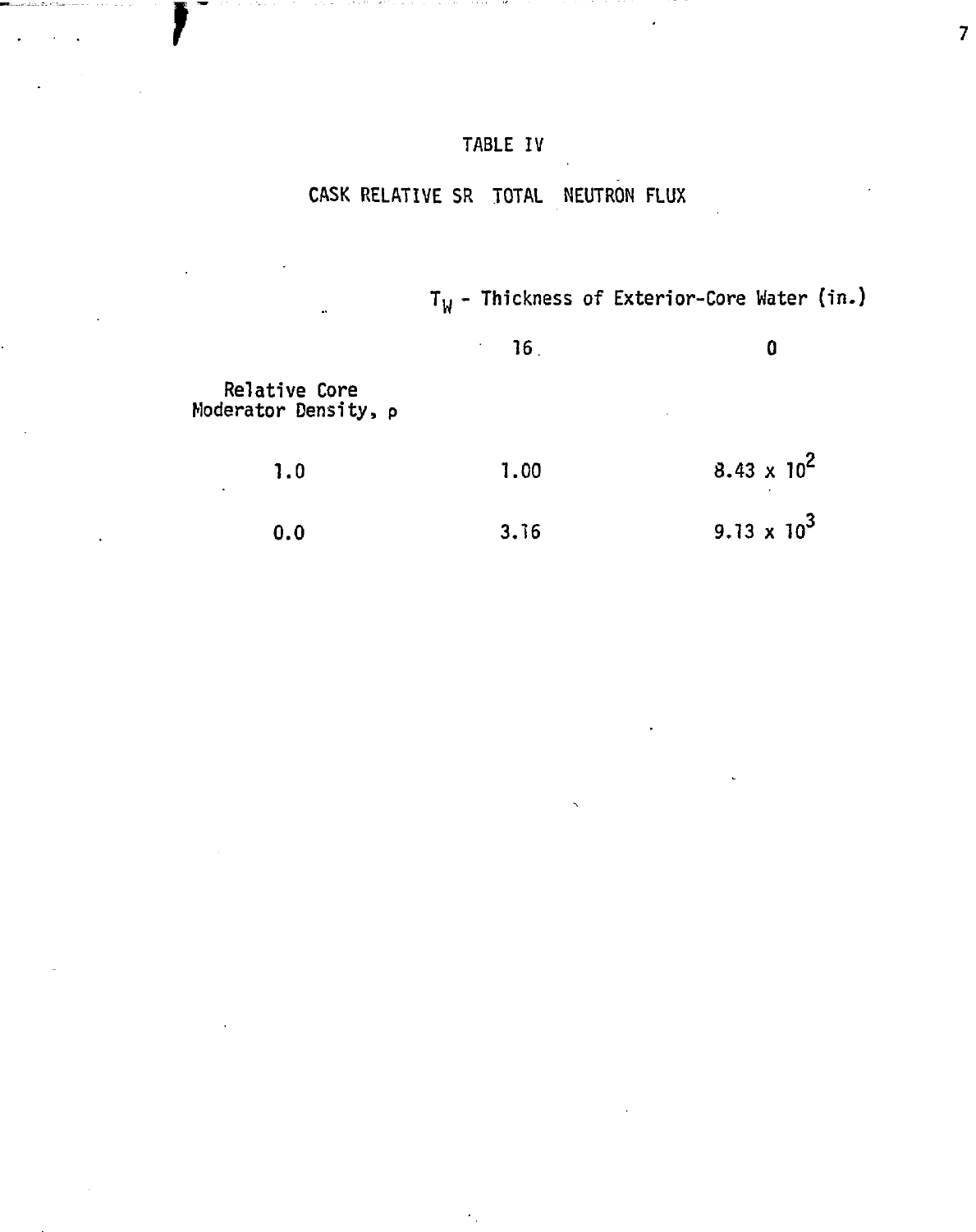# TABLE IV

## CASK RELATIVE SR TOTAL NEUTRON FLUX

| Relative Core Moderator Density, ρ | $T_W$ - Thickness of Exterior-Core Water (in.) | |
|---|---|---|
| | 16 | 0 |
| 1.0 | 1.00 | $8.43 \times 10^2$ |
| 0.0 | 3.16 | $9.13 \times 10^3$ |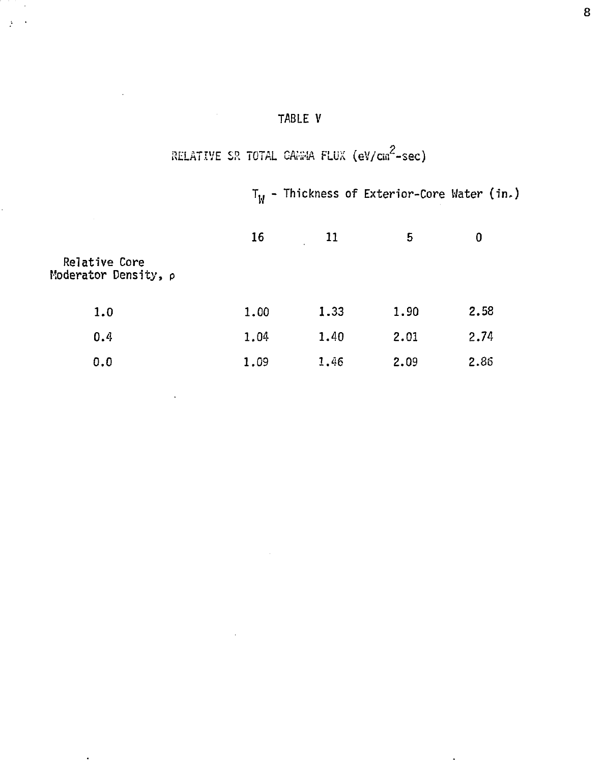TABLE V

RELATIVE SR TOTAL GAMMA FLUX (eV/cm$^2$-sec)

| Relative Core Moderator Density, $\rho$ | $T_W$ - Thickness of Exterior-Core Water (in.) | | | |
|---|---|---|---|---|
| | 16 | 11 | 5 | 0 |
| 1.0 | 1.00 | 1.33 | 1.90 | 2.58 |
| 0.4 | 1.04 | 1.40 | 2.01 | 2.74 |
| 0.0 | 1.09 | 1.46 | 2.09 | 2.86 |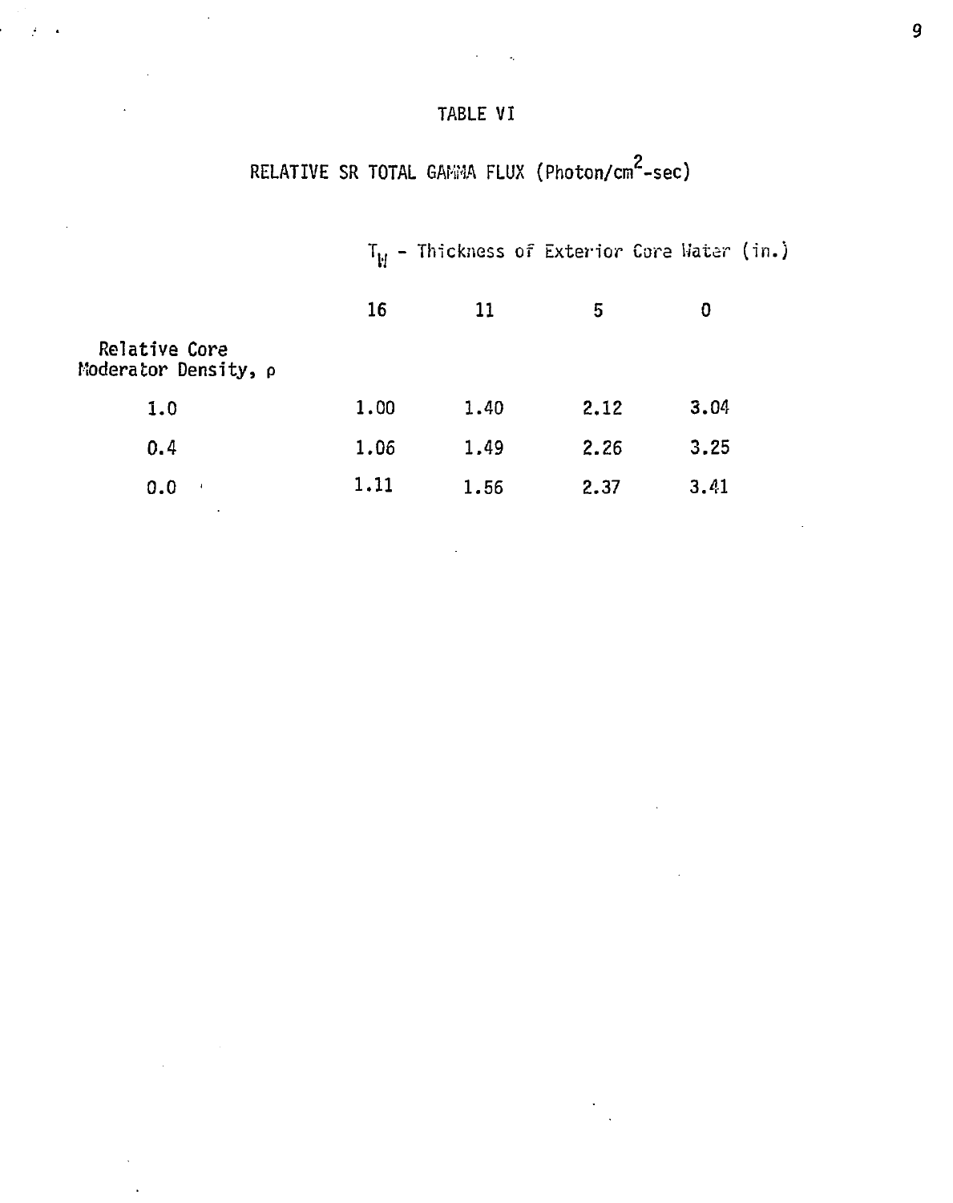# TABLE VI

## RELATIVE SR TOTAL GAMMA FLUX (Photon/cm$^2$-sec)

| | $T_W$ - Thickness of Exterior Core Water (in.) | | | |
|---|---|---|---|---|
| | 16 | 11 | 5 | 0 |
| Relative Core Moderator Density, ρ | | | | |
| 1.0 | 1.00 | 1.40 | 2.12 | 3.04 |
| 0.4 | 1.06 | 1.49 | 2.26 | 3.25 |
| 0.0 | 1.11 | 1.56 | 2.37 | 3.41 |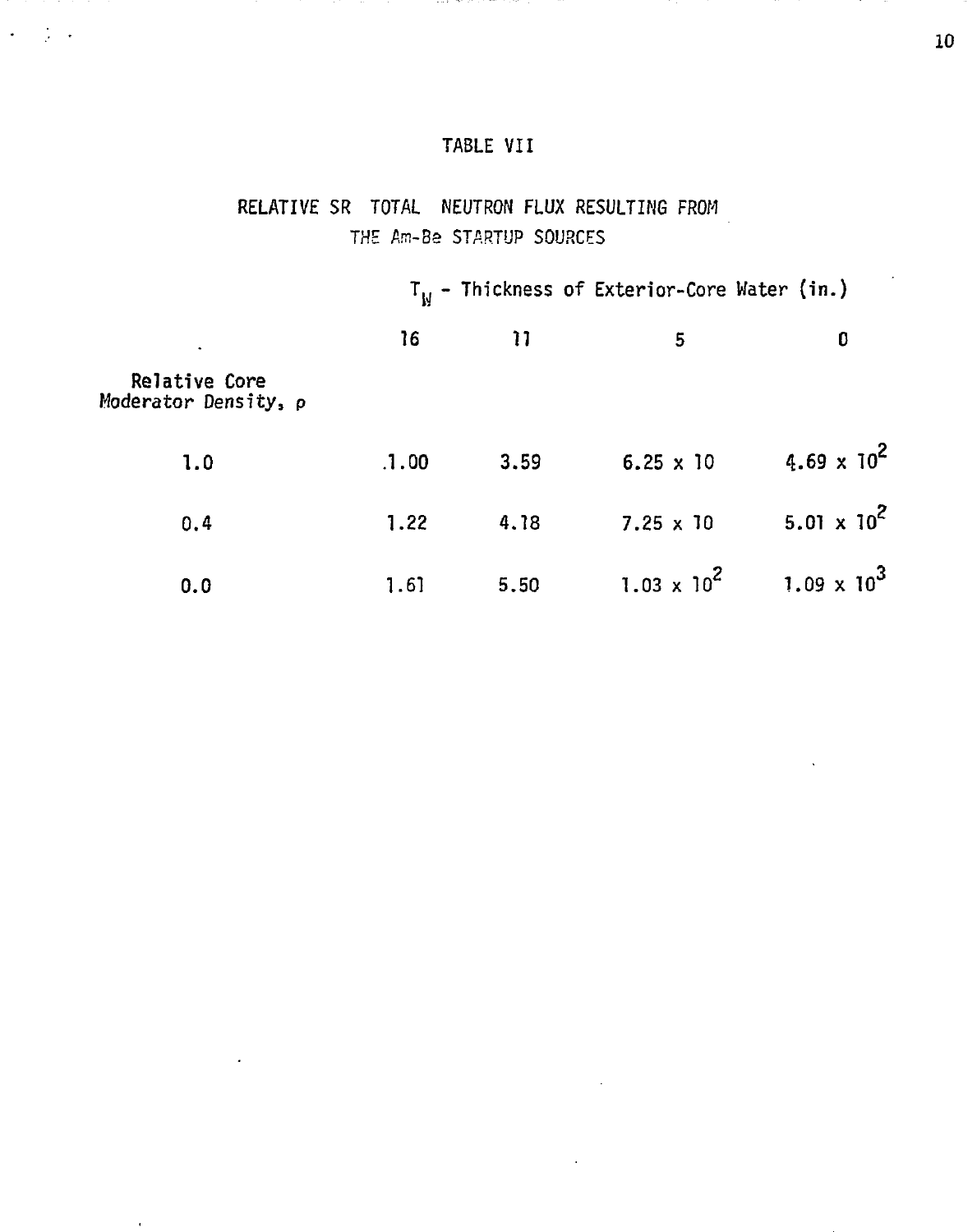TABLE VII

RELATIVE SR TOTAL NEUTRON FLUX RESULTING FROM THE Am-Be STARTUP SOURCES

| Relative Core Moderator Density, $\rho$ | $T_W$ - Thickness of Exterior-Core Water (in.) | | | |
|---|---|---|---|---|
| | 16 | 11 | 5 | 0 |
| 1.0 | 1.00 | 3.59 | $6.25 \times 10$ | $4.69 \times 10^2$ |
| 0.4 | 1.22 | 4.18 | $7.25 \times 10$ | $5.01 \times 10^2$ |
| 0.0 | 1.61 | 5.50 | $1.03 \times 10^2$ | $1.09 \times 10^3$ |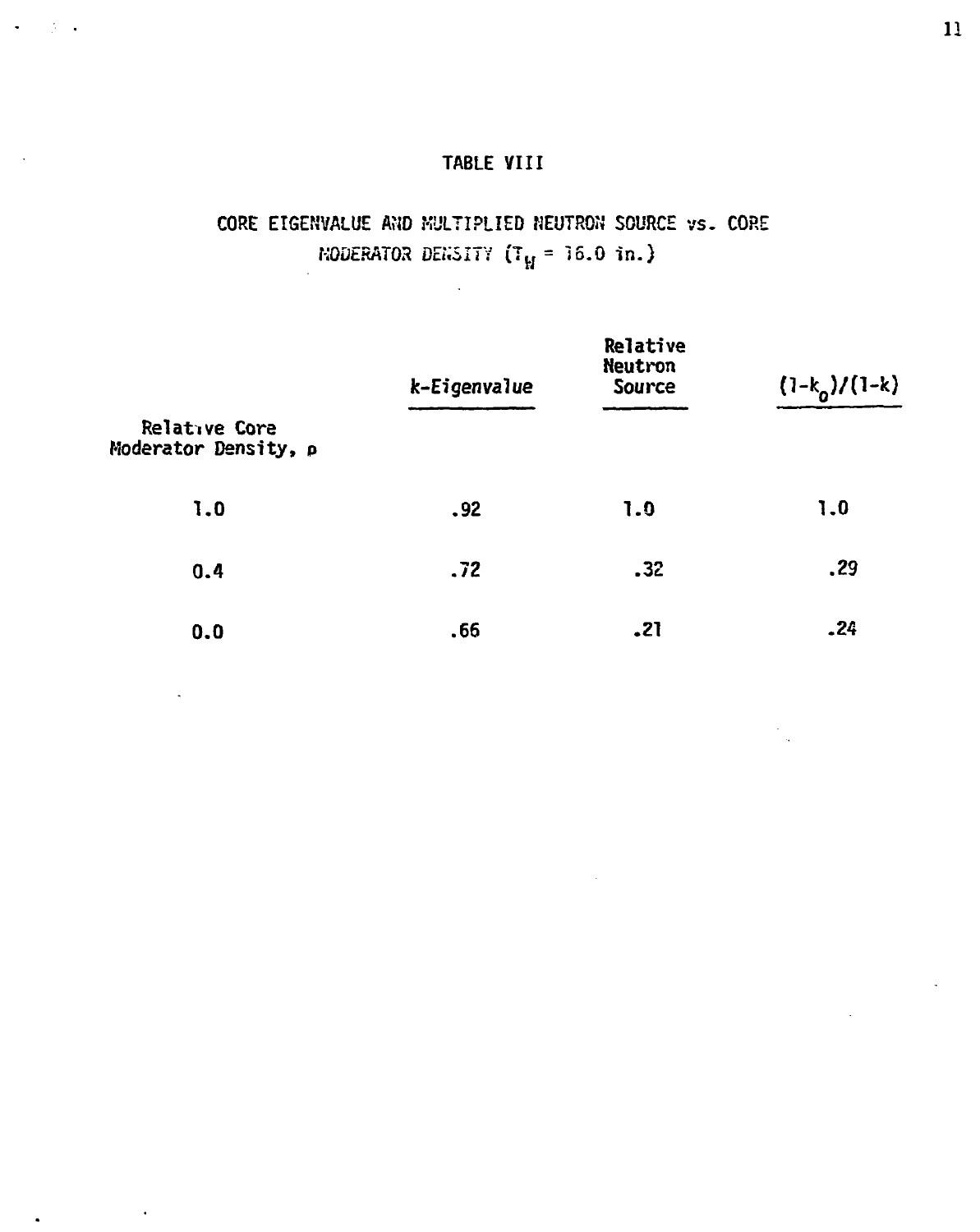TABLE VIII

CORE EIGENVALUE AND MULTIPLIED NEUTRON SOURCE vs. CORE MODERATOR DENSITY ($T_H$ = 16.0 in.)

| Relative Core Moderator Density, $\rho$ | k-Eigenvalue | Relative Neutron Source | $(1-k_0)/(1-k)$ |
|---|---|---|---|
| 1.0 | .92 | 1.0 | 1.0 |
| 0.4 | .72 | .32 | .29 |
| 0.0 | .66 | .21 | .24 |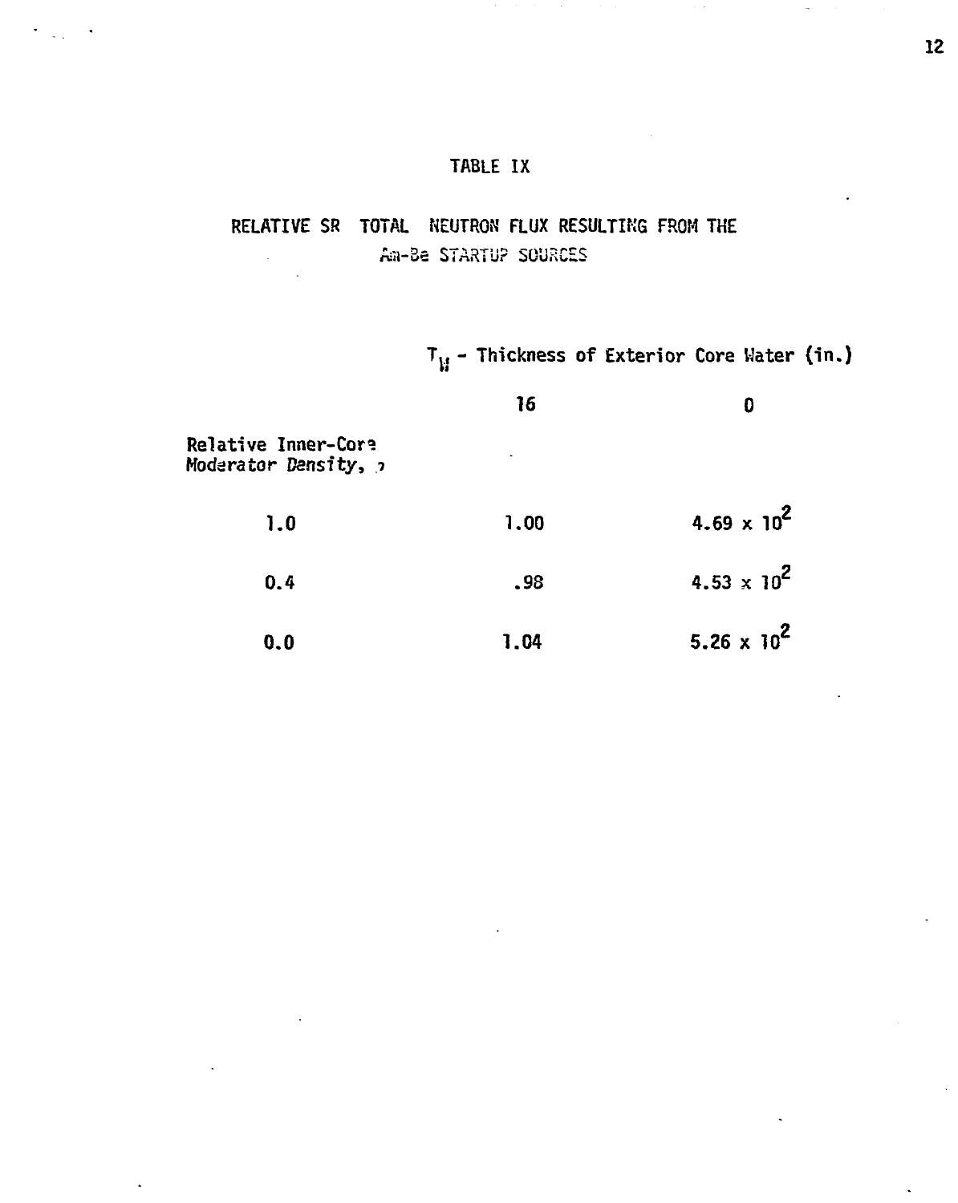# TABLE IX

## RELATIVE SR TOTAL NEUTRON FLUX RESULTING FROM THE Am-Be STARTUP SOURCES

| | $T_W$ - Thickness of Exterior Core Water (in.) | |
|---|---|---|
| | 16 | 0 |
| Relative Inner-Core Moderator Density, ρ | | |
| 1.0 | 1.00 | $4.69 \times 10^2$ |
| 0.4 | .98 | $4.53 \times 10^2$ |
| 0.0 | 1.04 | $5.26 \times 10^2$ |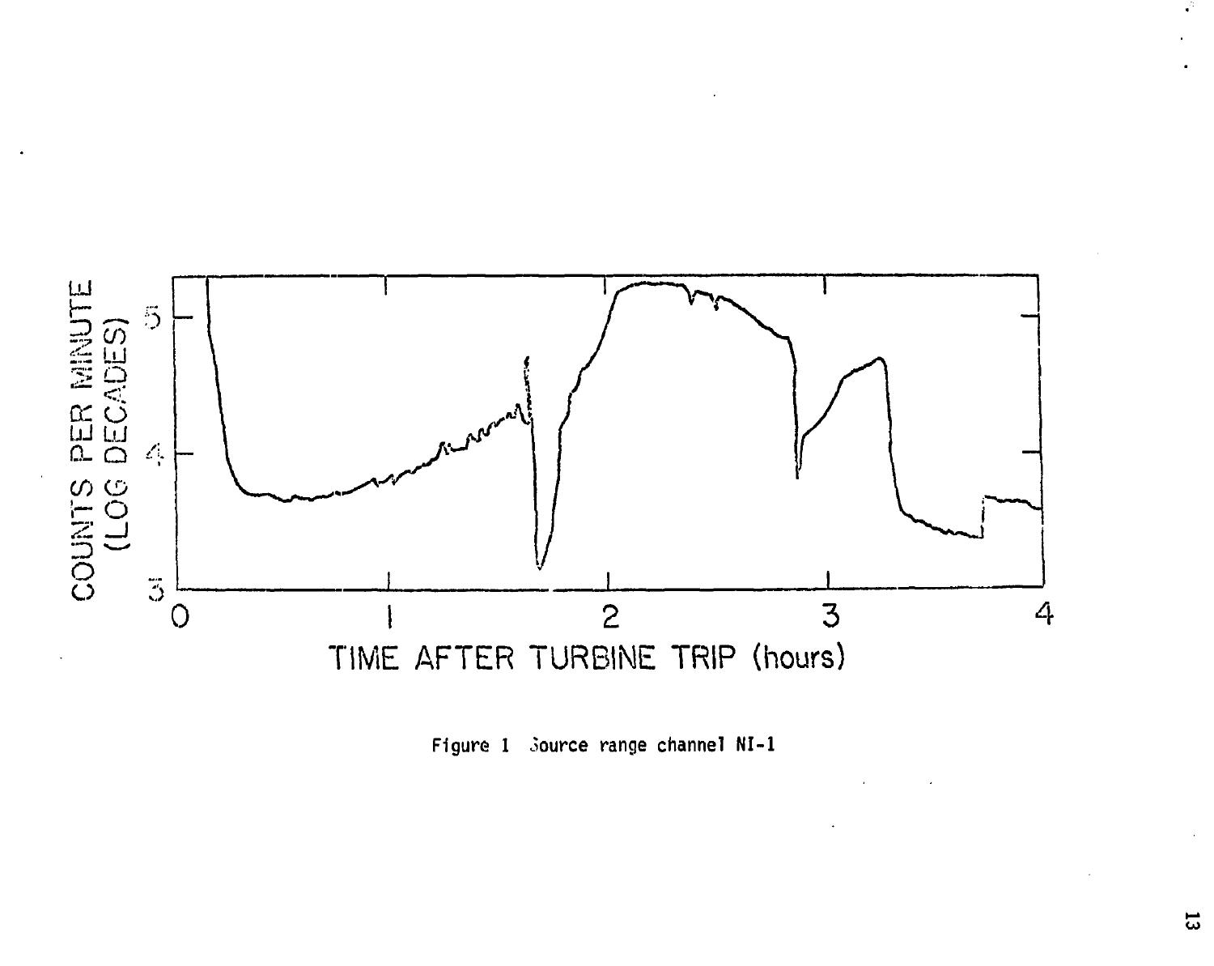Figure 1 Source range channel NI-1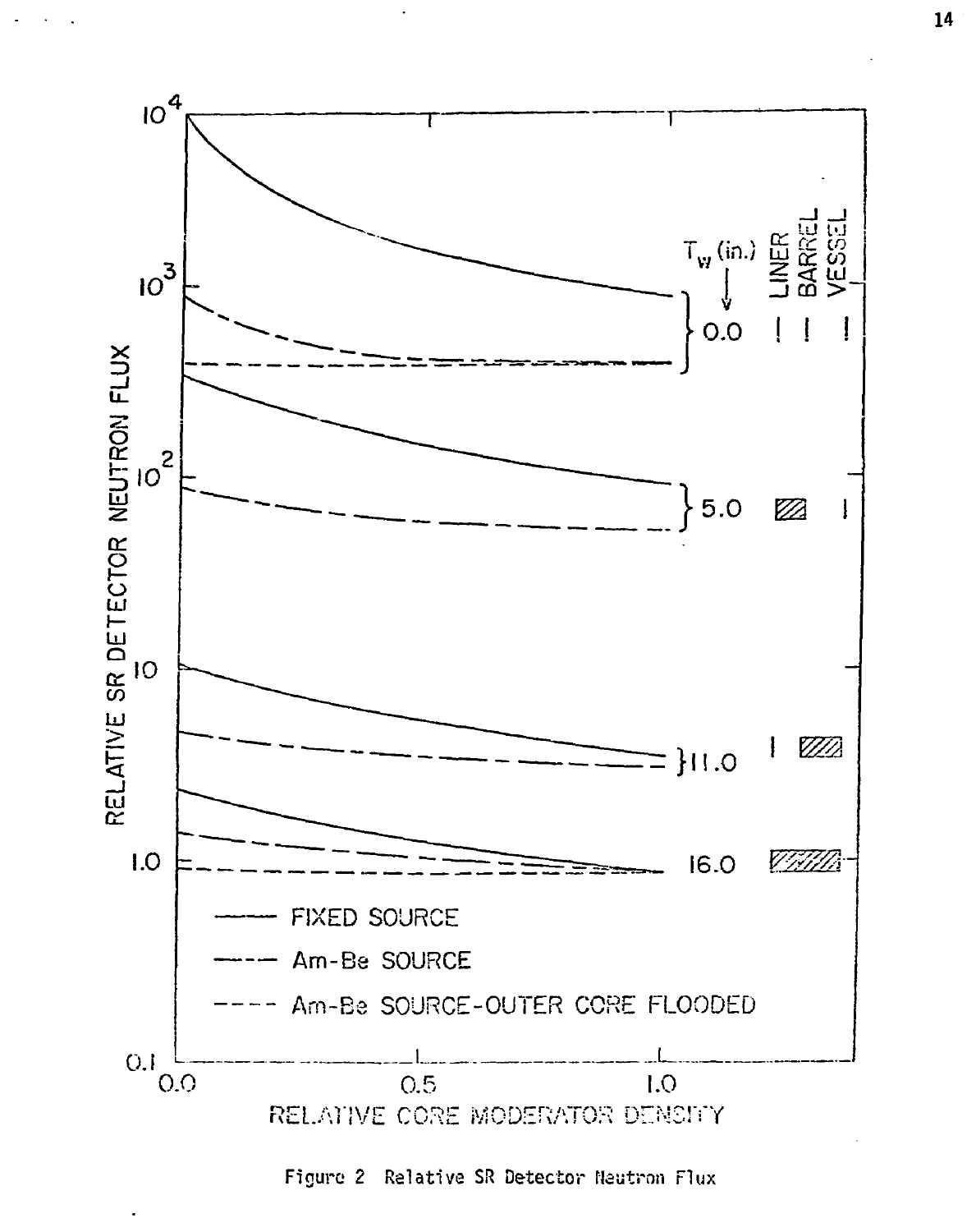Figure 2 Relative SR Detector Neutron Flux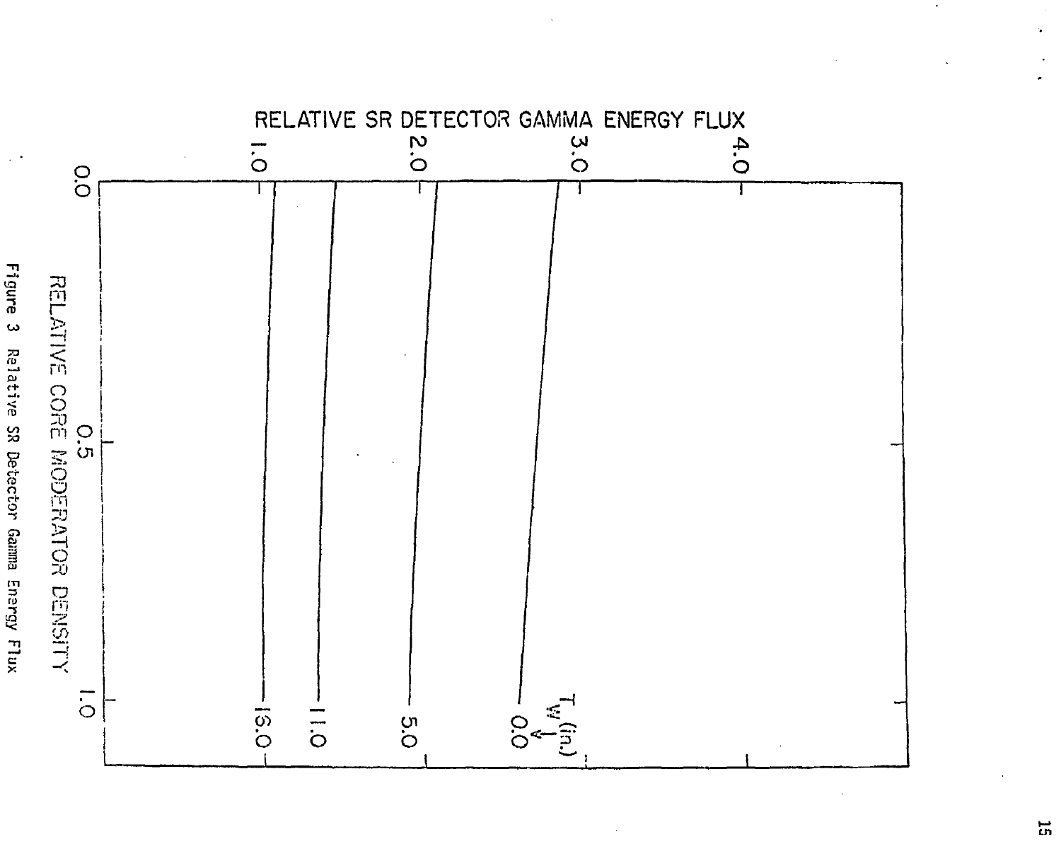RELATIVE SR DETECTOR GAMMA ENERGY FLUX

1.0
2.0
3.0
4.0

0.0
0.5
1.0

RELATIVE CORE MODERATOR DENSITY

$T_w$ (in.)

0.0
5.0
11.0
16.0

Figure 3 Relative SR Detector Gamma Energy Flux